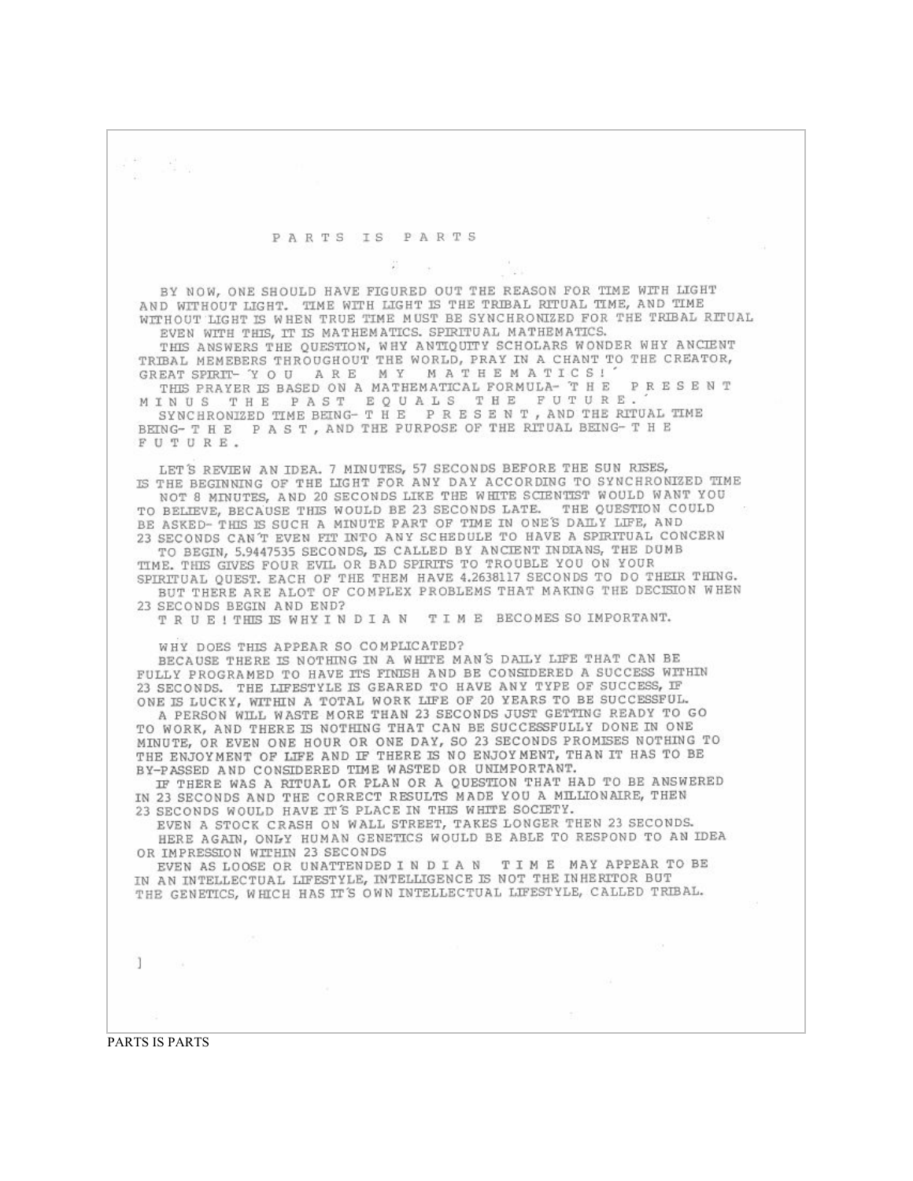# P A R T S   I S   P A R T S

BY NOW, ONE SHOULD HAVE FIGURED OUT THE REASON FOR TIME WITH LIGHT AND WITHOUT LIGHT. TIME WITH LIGHT IS THE TRIBAL RITUAL TIME, AND TIME WITHOUT LIGHT IS WHEN TRUE TIME MUST BE SYNCHRONIZED FOR THE TRIBAL RITUAL EVEN WITH THIS, IT IS MATHEMATICS. SPIRITUAL MATHEMATICS.

THIS ANSWERS THE QUESTION, WHY ANTIQUITY SCHOLARS WONDER WHY ANCIENT TRIBAL MEMEBERS THROUGHOUT THE WORLD, PRAY IN A CHANT TO THE CREATOR, GREAT SPIRIT- 'Y O U   A R E   M Y   M A T H E M A T I C S !'

THIS PRAYER IS BASED ON A MATHEMATICAL FORMULA- 'T H E   P R E S E N T   M I N U S   T H E   P A S T   E Q U A L S   T H E   F U T U R E .'

SYNCHRONIZED TIME BEING- T H E   P R E S E N T , AND THE RITUAL TIME BEING- T H E   P A S T , AND THE PURPOSE OF THE RITUAL BEING- T H E   F U T U R E .

LET'S REVIEW AN IDEA. 7 MINUTES, 57 SECONDS BEFORE THE SUN RISES, IS THE BEGINNING OF THE LIGHT FOR ANY DAY ACCORDING TO SYNCHRONIZED TIME NOT 8 MINUTES, AND 20 SECONDS LIKE THE WHITE SCIENTIST WOULD WANT YOU TO BELIEVE, BECAUSE THIS WOULD BE 23 SECONDS LATE. THE QUESTION COULD BE ASKED- THIS IS SUCH A MINUTE PART OF TIME IN ONE'S DAILY LIFE, AND 23 SECONDS CAN'T EVEN FIT INTO ANY SCHEDULE TO HAVE A SPIRITUAL CONCERN TO BEGIN, 5.9447535 SECONDS, IS CALLED BY ANCIENT INDIANS, THE DUMB TIME. THIS GIVES FOUR EVIL OR BAD SPIRITS TO TROUBLE YOU ON YOUR SPIRITUAL QUEST. EACH OF THE THEM HAVE 4.2638117 SECONDS TO DO THEIR THING. BUT THERE ARE ALOT OF COMPLEX PROBLEMS THAT MAKING THE DECISION WHEN 23 SECONDS BEGIN AND END?

T R U E ! THIS IS WHY I N D I A N   T I M E BECOMES SO IMPORTANT.

WHY DOES THIS APPEAR SO COMPLICATED?

BECAUSE THERE IS NOTHING IN A WHITE MAN'S DAILY LIFE THAT CAN BE FULLY PROGRAMED TO HAVE ITS FINISH AND BE CONSIDERED A SUCCESS WITHIN 23 SECONDS. THE LIFESTYLE IS GEARED TO HAVE ANY TYPE OF SUCCESS, IF ONE IS LUCKY, WITHIN A TOTAL WORK LIFE OF 20 YEARS TO BE SUCCESSFUL.

A PERSON WILL WASTE MORE THAN 23 SECONDS JUST GETTING READY TO GO TO WORK, AND THERE IS NOTHING THAT CAN BE SUCCESSFULLY DONE IN ONE MINUTE, OR EVEN ONE HOUR OR ONE DAY, SO 23 SECONDS PROMISES NOTHING TO THE ENJOYMENT OF LIFE AND IF THERE IS NO ENJOYMENT, THAN IT HAS TO BE BY-PASSED AND CONSIDERED TIME WASTED OR UNIMPORTANT.

IF THERE WAS A RITUAL OR PLAN OR A QUESTION THAT HAD TO BE ANSWERED IN 23 SECONDS AND THE CORRECT RESULTS MADE YOU A MILLIONAIRE, THEN 23 SECONDS WOULD HAVE IT'S PLACE IN THIS WHITE SOCIETY.

EVEN A STOCK CRASH ON WALL STREET, TAKES LONGER THEN 23 SECONDS.

HERE AGAIN, ONLY HUMAN GENETICS WOULD BE ABLE TO RESPOND TO AN IDEA OR IMPRESSION WITHIN 23 SECONDS

EVEN AS LOOSE OR UNATTENDED I N D I A N   T I M E MAY APPEAR TO BE IN AN INTELLECTUAL LIFESTYLE, INTELLIGENCE IS NOT THE INHERITOR BUT THE GENETICS, WHICH HAS IT'S OWN INTELLECTUAL LIFESTYLE, CALLED TRIBAL.

PARTS IS PARTS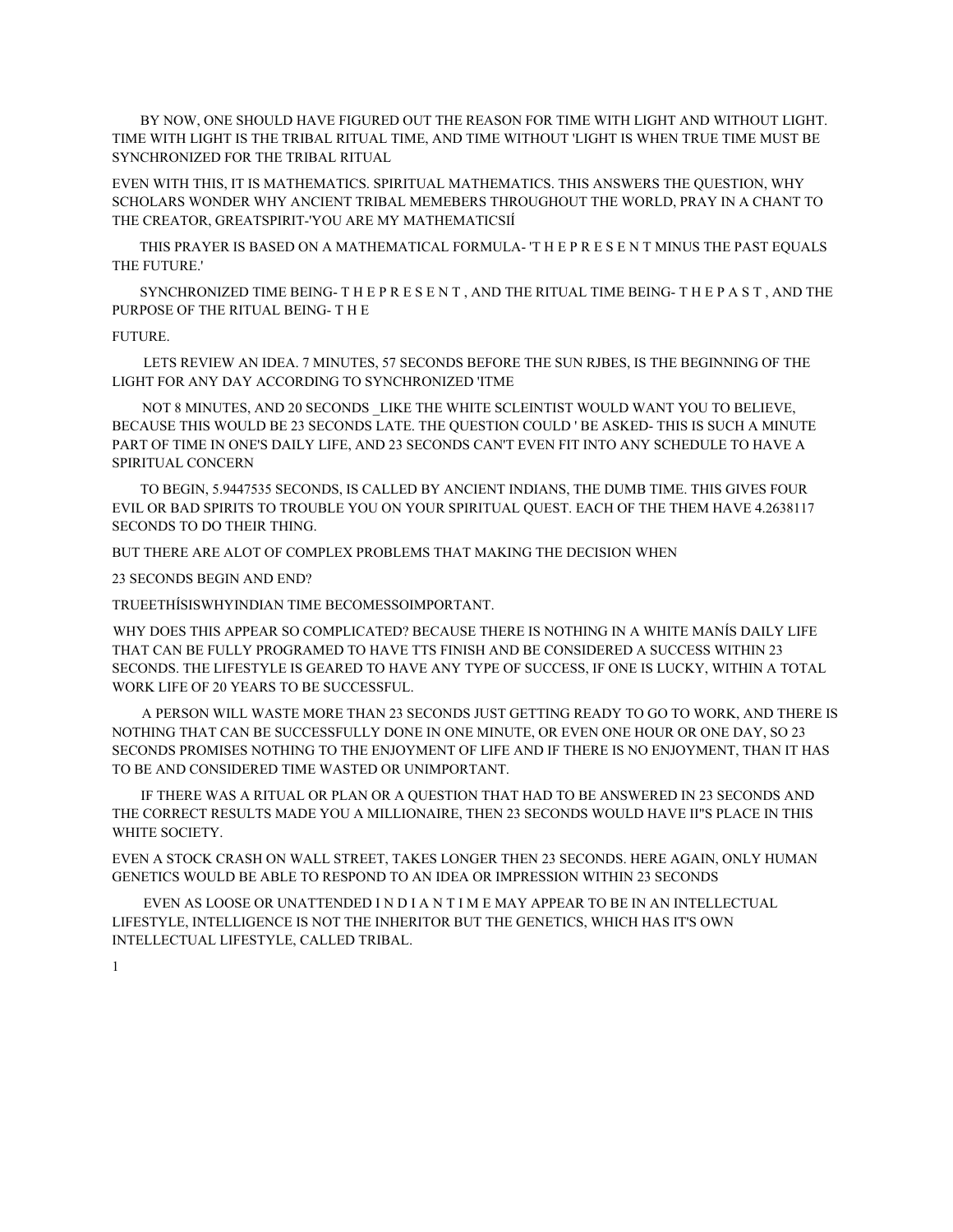BY NOW, ONE SHOULD HAVE FIGURED OUT THE REASON FOR TIME WITH LIGHT AND WITHOUT LIGHT. TIME WITH LIGHT IS THE TRIBAL RITUAL TIME, AND TIME WITHOUT 'LIGHT IS WHEN TRUE TIME MUST BE SYNCHRONIZED FOR THE TRIBAL RITUAL

EVEN WITH THIS, IT IS MATHEMATICS. SPIRITUAL MATHEMATICS. THIS ANSWERS THE QUESTION, WHY SCHOLARS WONDER WHY ANCIENT TRIBAL MEMEBERS THROUGHOUT THE WORLD, PRAY IN A CHANT TO THE CREATOR, GREATSPIRIT-'YOU ARE MY MATHEMATICSIÍ

THIS PRAYER IS BASED ON A MATHEMATICAL FORMULA- 'T H E P R E S E N T MINUS THE PAST EQUALS THE FUTURE.'

SYNCHRONIZED TIME BEING- T H E P R E S E N T , AND THE RITUAL TIME BEING- T H E P A S T , AND THE PURPOSE OF THE RITUAL BEING- T H E

FUTURE.

LETS REVIEW AN IDEA. 7 MINUTES, 57 SECONDS BEFORE THE SUN RJBES, IS THE BEGINNING OF THE LIGHT FOR ANY DAY ACCORDING TO SYNCHRONIZED 'ITME

NOT 8 MINUTES, AND 20 SECONDS _LIKE THE WHITE SCLEINTIST WOULD WANT YOU TO BELIEVE, BECAUSE THIS WOULD BE 23 SECONDS LATE. THE QUESTION COULD ' BE ASKED- THIS IS SUCH A MINUTE PART OF TIME IN ONE'S DAILY LIFE, AND 23 SECONDS CAN'T EVEN FIT INTO ANY SCHEDULE TO HAVE A SPIRITUAL CONCERN

TO BEGIN, 5.9447535 SECONDS, IS CALLED BY ANCIENT INDIANS, THE DUMB TIME. THIS GIVES FOUR EVIL OR BAD SPIRITS TO TROUBLE YOU ON YOUR SPIRITUAL QUEST. EACH OF THE THEM HAVE 4.2638117 SECONDS TO DO THEIR THING.

BUT THERE ARE ALOT OF COMPLEX PROBLEMS THAT MAKING THE DECISION WHEN

23 SECONDS BEGIN AND END?

TRUEETHÍSISWHYINDIAN TIME BECOMESSOIMPORTANT.

WHY DOES THIS APPEAR SO COMPLICATED? BECAUSE THERE IS NOTHING IN A WHITE MANÍS DAILY LIFE THAT CAN BE FULLY PROGRAMED TO HAVE TTS FINISH AND BE CONSIDERED A SUCCESS WITHIN 23 SECONDS. THE LIFESTYLE IS GEARED TO HAVE ANY TYPE OF SUCCESS, IF ONE IS LUCKY, WITHIN A TOTAL WORK LIFE OF 20 YEARS TO BE SUCCESSFUL.

A PERSON WILL WASTE MORE THAN 23 SECONDS JUST GETTING READY TO GO TO WORK, AND THERE IS NOTHING THAT CAN BE SUCCESSFULLY DONE IN ONE MINUTE, OR EVEN ONE HOUR OR ONE DAY, SO 23 SECONDS PROMISES NOTHING TO THE ENJOYMENT OF LIFE AND IF THERE IS NO ENJOYMENT, THAN IT HAS TO BE AND CONSIDERED TIME WASTED OR UNIMPORTANT.

IF THERE WAS A RITUAL OR PLAN OR A QUESTION THAT HAD TO BE ANSWERED IN 23 SECONDS AND THE CORRECT RESULTS MADE YOU A MILLIONAIRE, THEN 23 SECONDS WOULD HAVE II"S PLACE IN THIS WHITE SOCIETY.

EVEN A STOCK CRASH ON WALL STREET, TAKES LONGER THEN 23 SECONDS. HERE AGAIN, ONLY HUMAN GENETICS WOULD BE ABLE TO RESPOND TO AN IDEA OR IMPRESSION WITHIN 23 SECONDS

EVEN AS LOOSE OR UNATTENDED I N D I A N T I M E MAY APPEAR TO BE IN AN INTELLECTUAL LIFESTYLE, INTELLIGENCE IS NOT THE INHERITOR BUT THE GENETICS, WHICH HAS IT'S OWN INTELLECTUAL LIFESTYLE, CALLED TRIBAL.